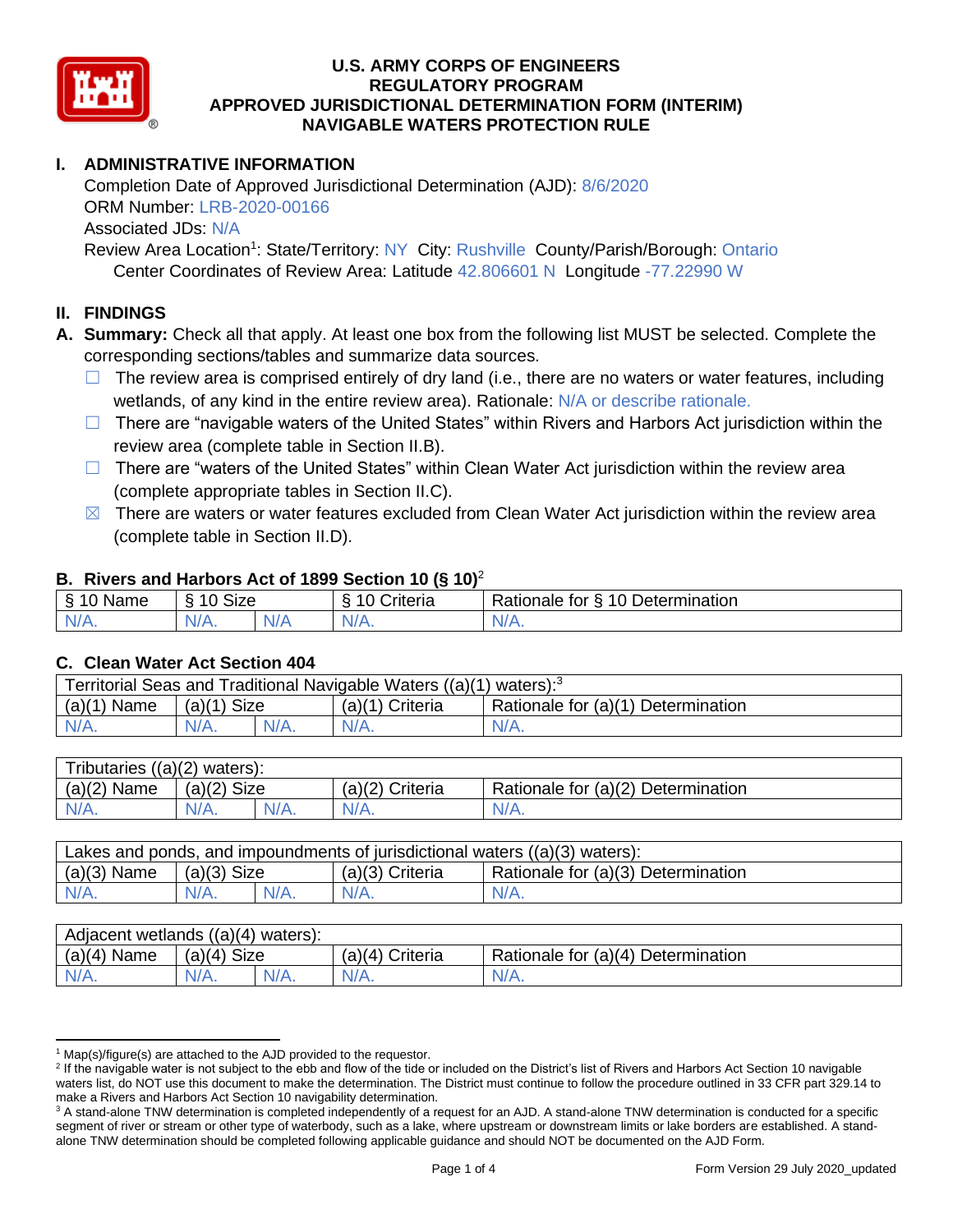# U.S. ARMY CORPS OF ENGINEERS
# REGULATORY PROGRAM
# APPROVED JURISDICTIONAL DETERMINATION FORM (INTERIM)
# NAVIGABLE WATERS PROTECTION RULE

## I. ADMINISTRATIVE INFORMATION

Completion Date of Approved Jurisdictional Determination (AJD): 8/6/2020
ORM Number: LRB-2020-00166
Associated JDs: N/A
Review Area Location[1]: State/Territory: NY City: Rushville County/Parish/Borough: Ontario
Center Coordinates of Review Area: Latitude 42.806601 N Longitude -77.22990 W

## II. FINDINGS

**A. Summary:** Check all that apply. At least one box from the following list MUST be selected. Complete the corresponding sections/tables and summarize data sources.

- ☐ The review area is comprised entirely of dry land (i.e., there are no waters or water features, including wetlands, of any kind in the entire review area). Rationale: N/A or describe rationale.
- ☐ There are "navigable waters of the United States" within Rivers and Harbors Act jurisdiction within the review area (complete table in Section II.B).
- ☐ There are "waters of the United States" within Clean Water Act jurisdiction within the review area (complete appropriate tables in Section II.C).
- ☒ There are waters or water features excluded from Clean Water Act jurisdiction within the review area (complete table in Section II.D).

### B. Rivers and Harbors Act of 1899 Section 10 (§ 10)[2]

| § 10 Name | § 10 Size | | § 10 Criteria | Rationale for § 10 Determination |
|---|---|---|---|---|
| N/A. | N/A. | N/A | N/A. | N/A. |

### C. Clean Water Act Section 404

| Territorial Seas and Traditional Navigable Waters ((a)(1) waters):[3] | | | | |
|---|---|---|---|---|
| (a)(1) Name | (a)(1) Size | | (a)(1) Criteria | Rationale for (a)(1) Determination |
| N/A. | N/A. | N/A. | N/A. | N/A. |

| Tributaries ((a)(2) waters): | | | | |
|---|---|---|---|---|
| (a)(2) Name | (a)(2) Size | | (a)(2) Criteria | Rationale for (a)(2) Determination |
| N/A. | N/A. | N/A. | N/A. | N/A. |

| Lakes and ponds, and impoundments of jurisdictional waters ((a)(3) waters): | | | | |
|---|---|---|---|---|
| (a)(3) Name | (a)(3) Size | | (a)(3) Criteria | Rationale for (a)(3) Determination |
| N/A. | N/A. | N/A. | N/A. | N/A. |

| Adjacent wetlands ((a)(4) waters): | | | | |
|---|---|---|---|---|
| (a)(4) Name | (a)(4) Size | | (a)(4) Criteria | Rationale for (a)(4) Determination |
| N/A. | N/A. | N/A. | N/A. | N/A. |

---

[1] Map(s)/figure(s) are attached to the AJD provided to the requestor.

[2] If the navigable water is not subject to the ebb and flow of the tide or included on the District's list of Rivers and Harbors Act Section 10 navigable waters list, do NOT use this document to make the determination. The District must continue to follow the procedure outlined in 33 CFR part 329.14 to make a Rivers and Harbors Act Section 10 navigability determination.

[3] A stand-alone TNW determination is completed independently of a request for an AJD. A stand-alone TNW determination is conducted for a specific segment of river or stream or other type of waterbody, such as a lake, where upstream or downstream limits or lake borders are established. A stand-alone TNW determination should be completed following applicable guidance and should NOT be documented on the AJD Form.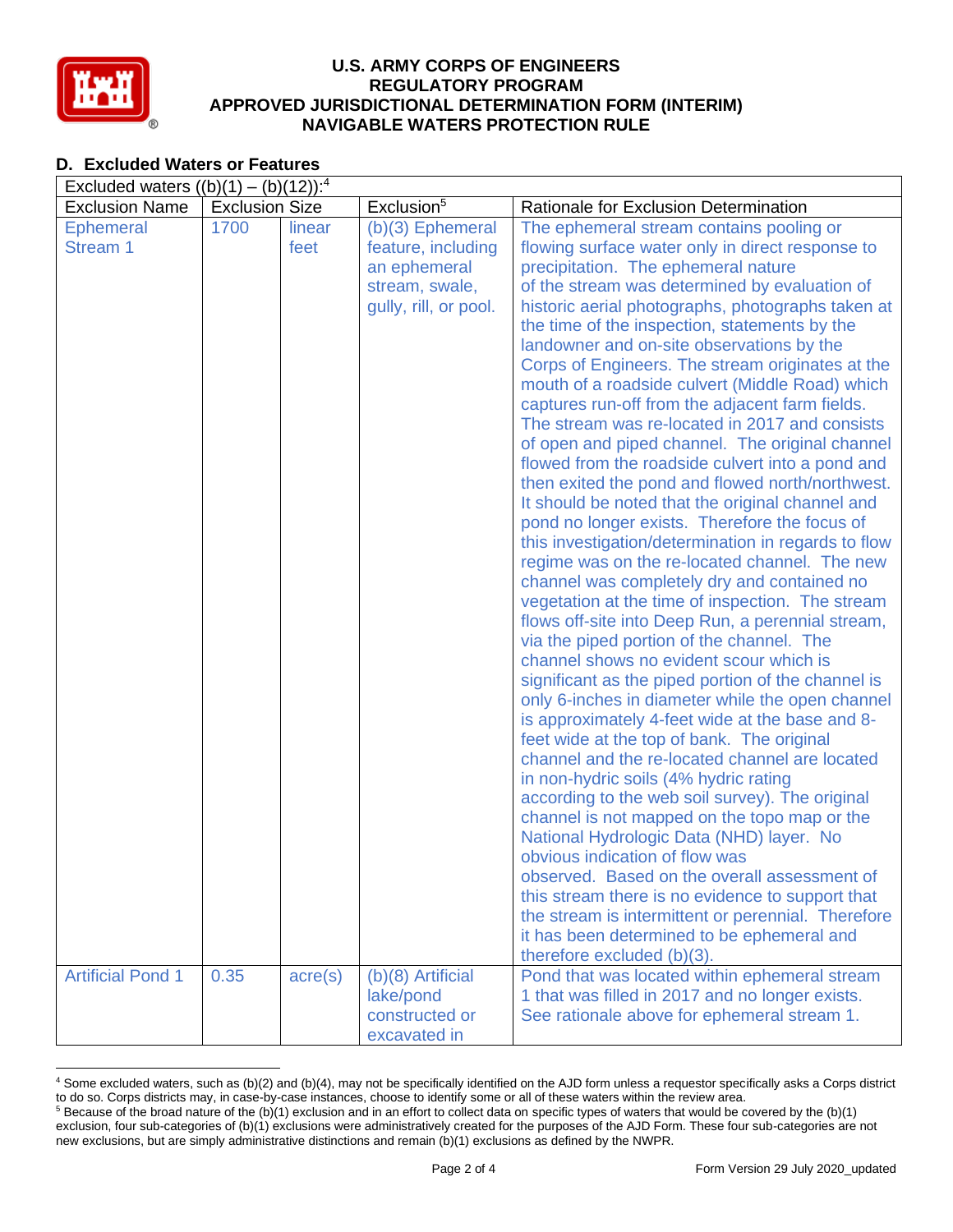## D. Excluded Waters or Features

| Excluded waters ((b)(1) – (b)(12)):[4] | | | | |
|---|---|---|---|---|
| Exclusion Name | Exclusion Size | | Exclusion[5] | Rationale for Exclusion Determination |
| Ephemeral Stream 1 | 1700 | linear feet | (b)(3) Ephemeral feature, including an ephemeral stream, swale, gully, rill, or pool. | The ephemeral stream contains pooling or flowing surface water only in direct response to precipitation. The ephemeral nature of the stream was determined by evaluation of historic aerial photographs, photographs taken at the time of the inspection, statements by the landowner and on-site observations by the Corps of Engineers. The stream originates at the mouth of a roadside culvert (Middle Road) which captures run-off from the adjacent farm fields. The stream was re-located in 2017 and consists of open and piped channel. The original channel flowed from the roadside culvert into a pond and then exited the pond and flowed north/northwest. It should be noted that the original channel and pond no longer exists. Therefore the focus of this investigation/determination in regards to flow regime was on the re-located channel. The new channel was completely dry and contained no vegetation at the time of inspection. The stream flows off-site into Deep Run, a perennial stream, via the piped portion of the channel. The channel shows no evident scour which is significant as the piped portion of the channel is only 6-inches in diameter while the open channel is approximately 4-feet wide at the base and 8-feet wide at the top of bank. The original channel and the re-located channel are located in non-hydric soils (4% hydric rating according to the web soil survey). The original channel is not mapped on the topo map or the National Hydrologic Data (NHD) layer. No obvious indication of flow was observed. Based on the overall assessment of this stream there is no evidence to support that the stream is intermittent or perennial. Therefore it has been determined to be ephemeral and therefore excluded (b)(3). |
| Artificial Pond 1 | 0.35 | acre(s) | (b)(8) Artificial lake/pond constructed or excavated in | Pond that was located within ephemeral stream 1 that was filled in 2017 and no longer exists. See rationale above for ephemeral stream 1. |

[4] Some excluded waters, such as (b)(2) and (b)(4), may not be specifically identified on the AJD form unless a requestor specifically asks a Corps district to do so. Corps districts may, in case-by-case instances, choose to identify some or all of these waters within the review area.

[5] Because of the broad nature of the (b)(1) exclusion and in an effort to collect data on specific types of waters that would be covered by the (b)(1) exclusion, four sub-categories of (b)(1) exclusions were administratively created for the purposes of the AJD Form. These four sub-categories are not new exclusions, but are simply administrative distinctions and remain (b)(1) exclusions as defined by the NWPR.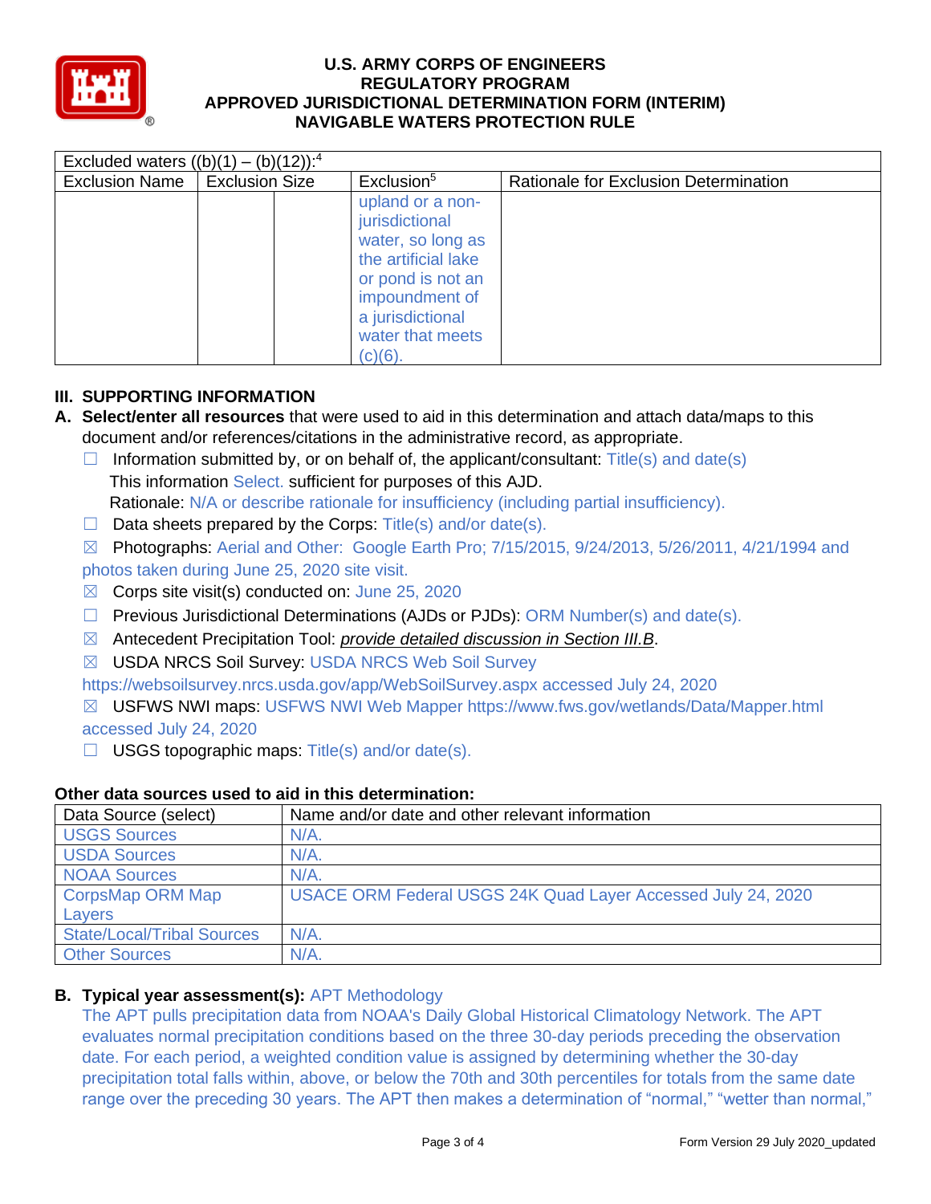| Excluded waters ((b)(1) – (b)(12)):[4] | | | | |
|---|---|---|---|---|
| Exclusion Name | Exclusion Size | | Exclusion[5] | Rationale for Exclusion Determination |
| | | | upland or a non-jurisdictional water, so long as the artificial lake or pond is not an impoundment of a jurisdictional water that meets (c)(6). | |

## III. SUPPORTING INFORMATION

**A. Select/enter all resources** that were used to aid in this determination and attach data/maps to this document and/or references/citations in the administrative record, as appropriate.

☐ Information submitted by, or on behalf of, the applicant/consultant: Title(s) and date(s)
This information Select. sufficient for purposes of this AJD.
Rationale: N/A or describe rationale for insufficiency (including partial insufficiency).

☐ Data sheets prepared by the Corps: Title(s) and/or date(s).

☒ Photographs: Aerial and Other: Google Earth Pro; 7/15/2015, 9/24/2013, 5/26/2011, 4/21/1994 and photos taken during June 25, 2020 site visit.

☒ Corps site visit(s) conducted on: June 25, 2020

☐ Previous Jurisdictional Determinations (AJDs or PJDs): ORM Number(s) and date(s).

☒ Antecedent Precipitation Tool: *provide detailed discussion in Section III.B*.

☒ USDA NRCS Soil Survey: USDA NRCS Web Soil Survey https://websoilsurvey.nrcs.usda.gov/app/WebSoilSurvey.aspx accessed July 24, 2020

☒ USFWS NWI maps: USFWS NWI Web Mapper https://www.fws.gov/wetlands/Data/Mapper.html accessed July 24, 2020

☐ USGS topographic maps: Title(s) and/or date(s).

**Other data sources used to aid in this determination:**

| Data Source (select) | Name and/or date and other relevant information |
|---|---|
| USGS Sources | N/A. |
| USDA Sources | N/A. |
| NOAA Sources | N/A. |
| CorpsMap ORM Map Layers | USACE ORM Federal USGS 24K Quad Layer Accessed July 24, 2020 |
| State/Local/Tribal Sources | N/A. |
| Other Sources | N/A. |

**B. Typical year assessment(s):** APT Methodology
The APT pulls precipitation data from NOAA's Daily Global Historical Climatology Network. The APT evaluates normal precipitation conditions based on the three 30-day periods preceding the observation date. For each period, a weighted condition value is assigned by determining whether the 30-day precipitation total falls within, above, or below the 70th and 30th percentiles for totals from the same date range over the preceding 30 years. The APT then makes a determination of "normal," "wetter than normal,"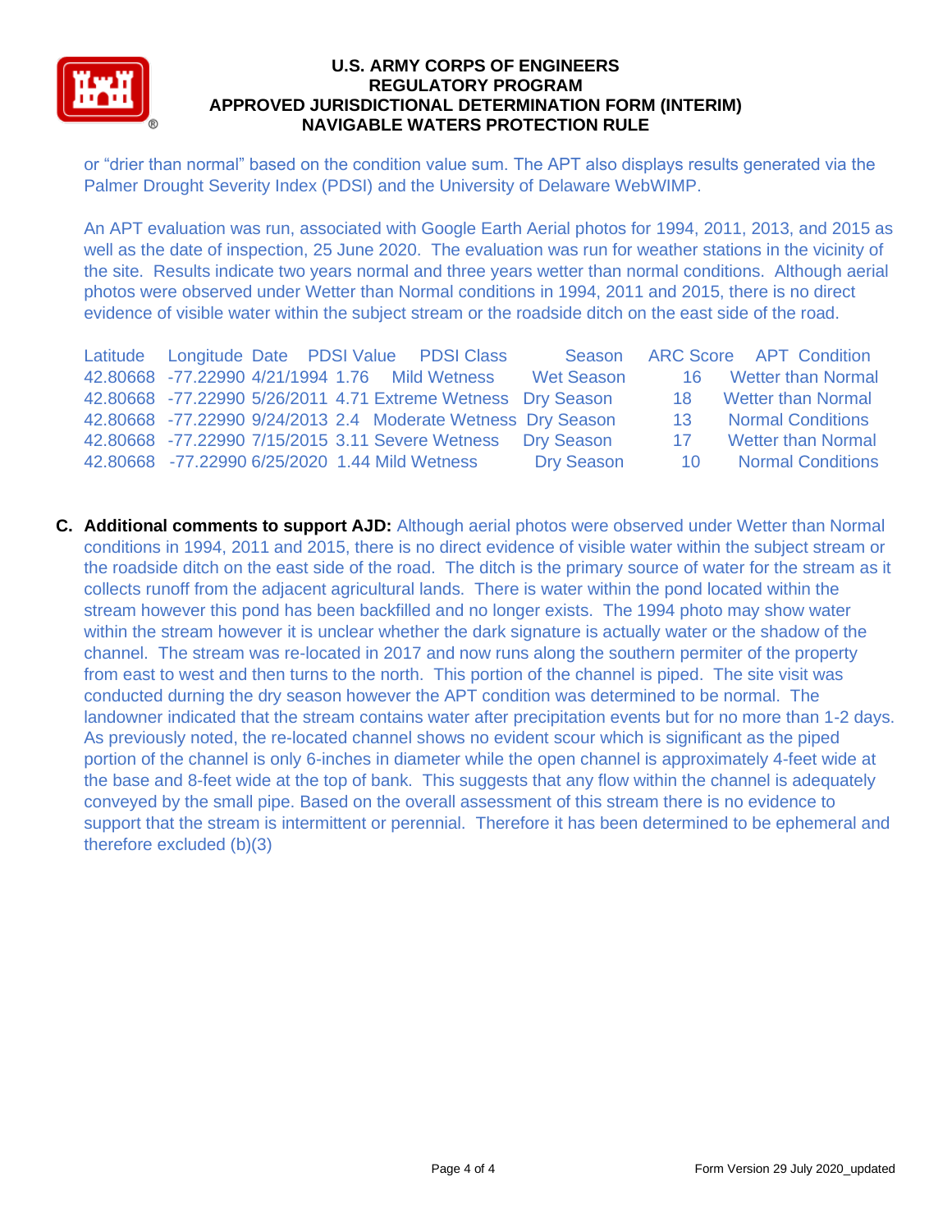or "drier than normal" based on the condition value sum. The APT also displays results generated via the Palmer Drought Severity Index (PDSI) and the University of Delaware WebWIMP.

An APT evaluation was run, associated with Google Earth Aerial photos for 1994, 2011, 2013, and 2015 as well as the date of inspection, 25 June 2020. The evaluation was run for weather stations in the vicinity of the site. Results indicate two years normal and three years wetter than normal conditions. Although aerial photos were observed under Wetter than Normal conditions in 1994, 2011 and 2015, there is no direct evidence of visible water within the subject stream or the roadside ditch on the east side of the road.

| Latitude | Longitude | Date | PDSI Value | PDSI Class | Season | ARC Score | APT Condition |
|---|---|---|---|---|---|---|---|
| 42.80668 | -77.22990 | 4/21/1994 | 1.76 | Mild Wetness | Wet Season | 16 | Wetter than Normal |
| 42.80668 | -77.22990 | 5/26/2011 | 4.71 | Extreme Wetness | Dry Season | 18 | Wetter than Normal |
| 42.80668 | -77.22990 | 9/24/2013 | 2.4 | Moderate Wetness | Dry Season | 13 | Normal Conditions |
| 42.80668 | -77.22990 | 7/15/2015 | 3.11 | Severe Wetness | Dry Season | 17 | Wetter than Normal |
| 42.80668 | -77.22990 | 6/25/2020 | 1.44 | Mild Wetness | Dry Season | 10 | Normal Conditions |

**C. Additional comments to support AJD:** Although aerial photos were observed under Wetter than Normal conditions in 1994, 2011 and 2015, there is no direct evidence of visible water within the subject stream or the roadside ditch on the east side of the road. The ditch is the primary source of water for the stream as it collects runoff from the adjacent agricultural lands. There is water within the pond located within the stream however this pond has been backfilled and no longer exists. The 1994 photo may show water within the stream however it is unclear whether the dark signature is actually water or the shadow of the channel. The stream was re-located in 2017 and now runs along the southern permiter of the property from east to west and then turns to the north. This portion of the channel is piped. The site visit was conducted durning the dry season however the APT condition was determined to be normal. The landowner indicated that the stream contains water after precipitation events but for no more than 1-2 days. As previously noted, the re-located channel shows no evident scour which is significant as the piped portion of the channel is only 6-inches in diameter while the open channel is approximately 4-feet wide at the base and 8-feet wide at the top of bank. This suggests that any flow within the channel is adequately conveyed by the small pipe. Based on the overall assessment of this stream there is no evidence to support that the stream is intermittent or perennial. Therefore it has been determined to be ephemeral and therefore excluded (b)(3)